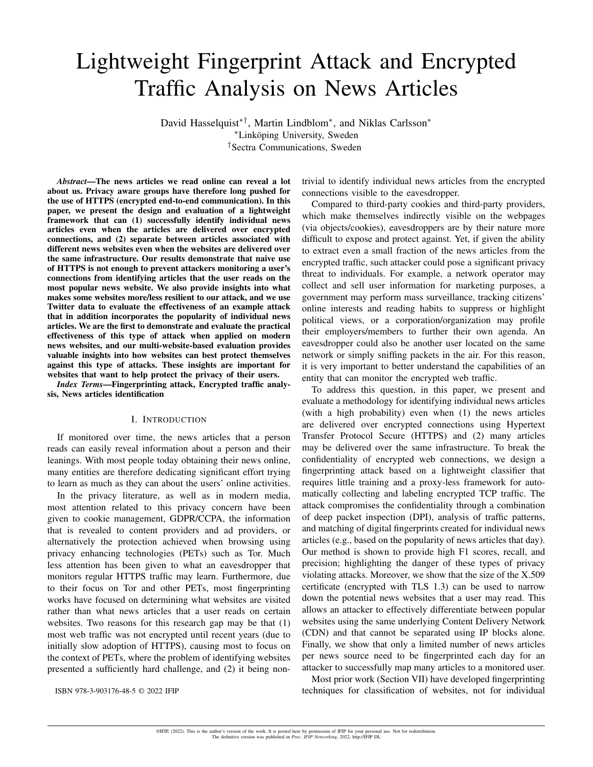# Lightweight Fingerprint Attack and Encrypted Traffic Analysis on News Articles

David Hasselquist[*†], Martin Lindblom[*], and Niklas Carlsson[*]

[*]Linköping University, Sweden

[†]Sectra Communications, Sweden

***Abstract*—The news articles we read online can reveal a lot about us. Privacy aware groups have therefore long pushed for the use of HTTPS (encrypted end-to-end communication). In this paper, we present the design and evaluation of a lightweight framework that can (1) successfully identify individual news articles even when the articles are delivered over encrypted connections, and (2) separate between articles associated with different news websites even when the websites are delivered over the same infrastructure. Our results demonstrate that naive use of HTTPS is not enough to prevent attackers monitoring a user's connections from identifying articles that the user reads on the most popular news website. We also provide insights into what makes some websites more/less resilient to our attack, and we use Twitter data to evaluate the effectiveness of an example attack that in addition incorporates the popularity of individual news articles. We are the first to demonstrate and evaluate the practical effectiveness of this type of attack when applied on modern news websites, and our multi-website-based evaluation provides valuable insights into how websites can best protect themselves against this type of attacks. These insights are important for websites that want to help protect the privacy of their users.**

***Index Terms*—Fingerprinting attack, Encrypted traffic analysis, News articles identification**

## I. Introduction

If monitored over time, the news articles that a person reads can easily reveal information about a person and their leanings. With most people today obtaining their news online, many entities are therefore dedicating significant effort trying to learn as much as they can about the users' online activities.

In the privacy literature, as well as in modern media, most attention related to this privacy concern have been given to cookie management, GDPR/CCPA, the information that is revealed to content providers and ad providers, or alternatively the protection achieved when browsing using privacy enhancing technologies (PETs) such as Tor. Much less attention has been given to what an eavesdropper that monitors regular HTTPS traffic may learn. Furthermore, due to their focus on Tor and other PETs, most fingerprinting works have focused on determining what websites are visited rather than what news articles that a user reads on certain websites. Two reasons for this research gap may be that (1) most web traffic was not encrypted until recent years (due to initially slow adoption of HTTPS), causing most to focus on the context of PETs, where the problem of identifying websites presented a sufficiently hard challenge, and (2) it being non-trivial to identify individual news articles from the encrypted connections visible to the eavesdropper.

Compared to third-party cookies and third-party providers, which make themselves indirectly visible on the webpages (via objects/cookies), eavesdroppers are by their nature more difficult to expose and protect against. Yet, if given the ability to extract even a small fraction of the news articles from the encrypted traffic, such attacker could pose a significant privacy threat to individuals. For example, a network operator may collect and sell user information for marketing purposes, a government may perform mass surveillance, tracking citizens' online interests and reading habits to suppress or highlight political views, or a corporation/organization may profile their employers/members to further their own agenda. An eavesdropper could also be another user located on the same network or simply sniffing packets in the air. For this reason, it is very important to better understand the capabilities of an entity that can monitor the encrypted web traffic.

To address this question, in this paper, we present and evaluate a methodology for identifying individual news articles (with a high probability) even when (1) the news articles are delivered over encrypted connections using Hypertext Transfer Protocol Secure (HTTPS) and (2) many articles may be delivered over the same infrastructure. To break the confidentiality of encrypted web connections, we design a fingerprinting attack based on a lightweight classifier that requires little training and a proxy-less framework for automatically collecting and labeling encrypted TCP traffic. The attack compromises the confidentiality through a combination of deep packet inspection (DPI), analysis of traffic patterns, and matching of digital fingerprints created for individual news articles (e.g., based on the popularity of news articles that day). Our method is shown to provide high F1 scores, recall, and precision; highlighting the danger of these types of privacy violating attacks. Moreover, we show that the size of the X.509 certificate (encrypted with TLS 1.3) can be used to narrow down the potential news websites that a user may read. This allows an attacker to effectively differentiate between popular websites using the same underlying Content Delivery Network (CDN) and that cannot be separated using IP blocks alone. Finally, we show that only a limited number of news articles per news source need to be fingerprinted each day for an attacker to successfully map many articles to a monitored user.

Most prior work (Section VII) have developed fingerprinting techniques for classification of websites, not for individual

ISBN 978-3-903176-48-5 © 2022 IFIP

©IFIP, (2022). This is the author's version of the work. It is posted here by permission of IFIP for your personal use. Not for redistribution. The definitive version was published in *Proc. IFIP Networking*, 2022, http://IFIP DL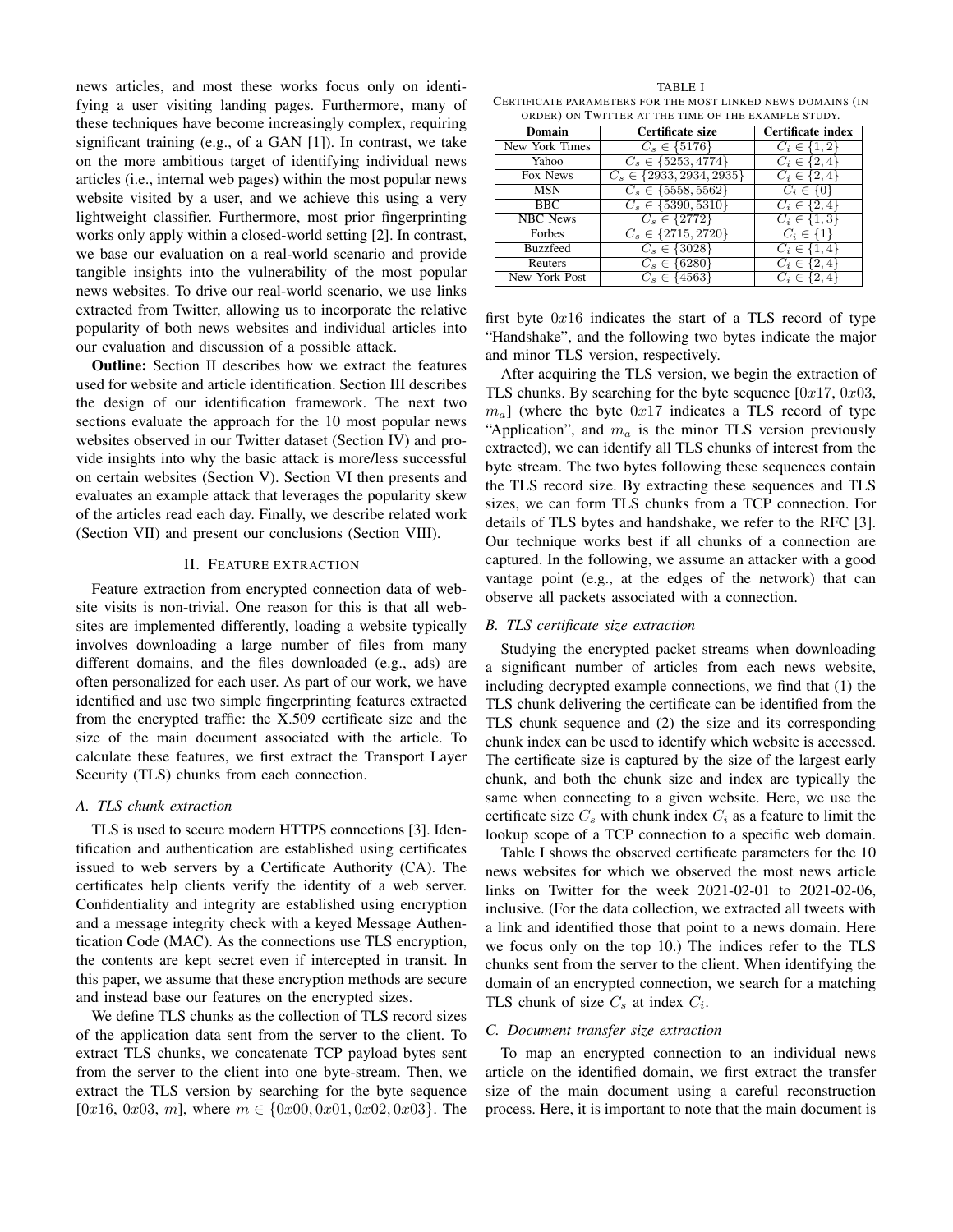news articles, and most these works focus only on identifying a user visiting landing pages. Furthermore, many of these techniques have become increasingly complex, requiring significant training (e.g., of a GAN [1]). In contrast, we take on the more ambitious target of identifying individual news articles (i.e., internal web pages) within the most popular news website visited by a user, and we achieve this using a very lightweight classifier. Furthermore, most prior fingerprinting works only apply within a closed-world setting [2]. In contrast, we base our evaluation on a real-world scenario and provide tangible insights into the vulnerability of the most popular news websites. To drive our real-world scenario, we use links extracted from Twitter, allowing us to incorporate the relative popularity of both news websites and individual articles into our evaluation and discussion of a possible attack.

**Outline:** Section II describes how we extract the features used for website and article identification. Section III describes the design of our identification framework. The next two sections evaluate the approach for the 10 most popular news websites observed in our Twitter dataset (Section IV) and provide insights into why the basic attack is more/less successful on certain websites (Section V). Section VI then presents and evaluates an example attack that leverages the popularity skew of the articles read each day. Finally, we describe related work (Section VII) and present our conclusions (Section VIII).

## II. Feature extraction

Feature extraction from encrypted connection data of website visits is non-trivial. One reason for this is that all websites are implemented differently, loading a website typically involves downloading a large number of files from many different domains, and the files downloaded (e.g., ads) are often personalized for each user. As part of our work, we have identified and use two simple fingerprinting features extracted from the encrypted traffic: the X.509 certificate size and the size of the main document associated with the article. To calculate these features, we first extract the Transport Layer Security (TLS) chunks from each connection.

### A. TLS chunk extraction

TLS is used to secure modern HTTPS connections [3]. Identification and authentication are established using certificates issued to web servers by a Certificate Authority (CA). The certificates help clients verify the identity of a web server. Confidentiality and integrity are established using encryption and a message integrity check with a keyed Message Authentication Code (MAC). As the connections use TLS encryption, the contents are kept secret even if intercepted in transit. In this paper, we assume that these encryption methods are secure and instead base our features on the encrypted sizes.

We define TLS chunks as the collection of TLS record sizes of the application data sent from the server to the client. To extract TLS chunks, we concatenate TCP payload bytes sent from the server to the client into one byte-stream. Then, we extract the TLS version by searching for the byte sequence [$0x16$, $0x03$, $m$], where $m \in \{0x00, 0x01, 0x02, 0x03\}$. The first byte $0x16$ indicates the start of a TLS record of type "Handshake", and the following two bytes indicate the major and minor TLS version, respectively.

TABLE I
Certificate parameters for the most linked news domains (in order) on Twitter at the time of the example study.

| Domain | Certificate size | Certificate index |
|---|---|---|
| New York Times | $C_s \in \{5176\}$ | $C_i \in \{1, 2\}$ |
| Yahoo | $C_s \in \{5253, 4774\}$ | $C_i \in \{2, 4\}$ |
| Fox News | $C_s \in \{2933, 2934, 2935\}$ | $C_i \in \{2, 4\}$ |
| MSN | $C_s \in \{5558, 5562\}$ | $C_i \in \{0\}$ |
| BBC | $C_s \in \{5390, 5310\}$ | $C_i \in \{2, 4\}$ |
| NBC News | $C_s \in \{2772\}$ | $C_i \in \{1, 3\}$ |
| Forbes | $C_s \in \{2715, 2720\}$ | $C_i \in \{1\}$ |
| Buzzfeed | $C_s \in \{3028\}$ | $C_i \in \{1, 4\}$ |
| Reuters | $C_s \in \{6280\}$ | $C_i \in \{2, 4\}$ |
| New York Post | $C_s \in \{4563\}$ | $C_i \in \{2, 4\}$ |

After acquiring the TLS version, we begin the extraction of TLS chunks. By searching for the byte sequence [$0x17$, $0x03$, $m_a$] (where the byte $0x17$ indicates a TLS record of type "Application", and $m_a$ is the minor TLS version previously extracted), we can identify all TLS chunks of interest from the byte stream. The two bytes following these sequences contain the TLS record size. By extracting these sequences and TLS sizes, we can form TLS chunks from a TCP connection. For details of TLS bytes and handshake, we refer to the RFC [3]. Our technique works best if all chunks of a connection are captured. In the following, we assume an attacker with a good vantage point (e.g., at the edges of the network) that can observe all packets associated with a connection.

### B. TLS certificate size extraction

Studying the encrypted packet streams when downloading a significant number of articles from each news website, including decrypted example connections, we find that (1) the TLS chunk delivering the certificate can be identified from the TLS chunk sequence and (2) the size and its corresponding chunk index can be used to identify which website is accessed. The certificate size is captured by the size of the largest early chunk, and both the chunk size and index are typically the same when connecting to a given website. Here, we use the certificate size $C_s$ with chunk index $C_i$ as a feature to limit the lookup scope of a TCP connection to a specific web domain.

Table I shows the observed certificate parameters for the 10 news websites for which we observed the most news article links on Twitter for the week 2021-02-01 to 2021-02-06, inclusive. (For the data collection, we extracted all tweets with a link and identified those that point to a news domain. Here we focus only on the top 10.) The indices refer to the TLS chunks sent from the server to the client. When identifying the domain of an encrypted connection, we search for a matching TLS chunk of size $C_s$ at index $C_i$.

### C. Document transfer size extraction

To map an encrypted connection to an individual news article on the identified domain, we first extract the transfer size of the main document using a careful reconstruction process. Here, it is important to note that the main document is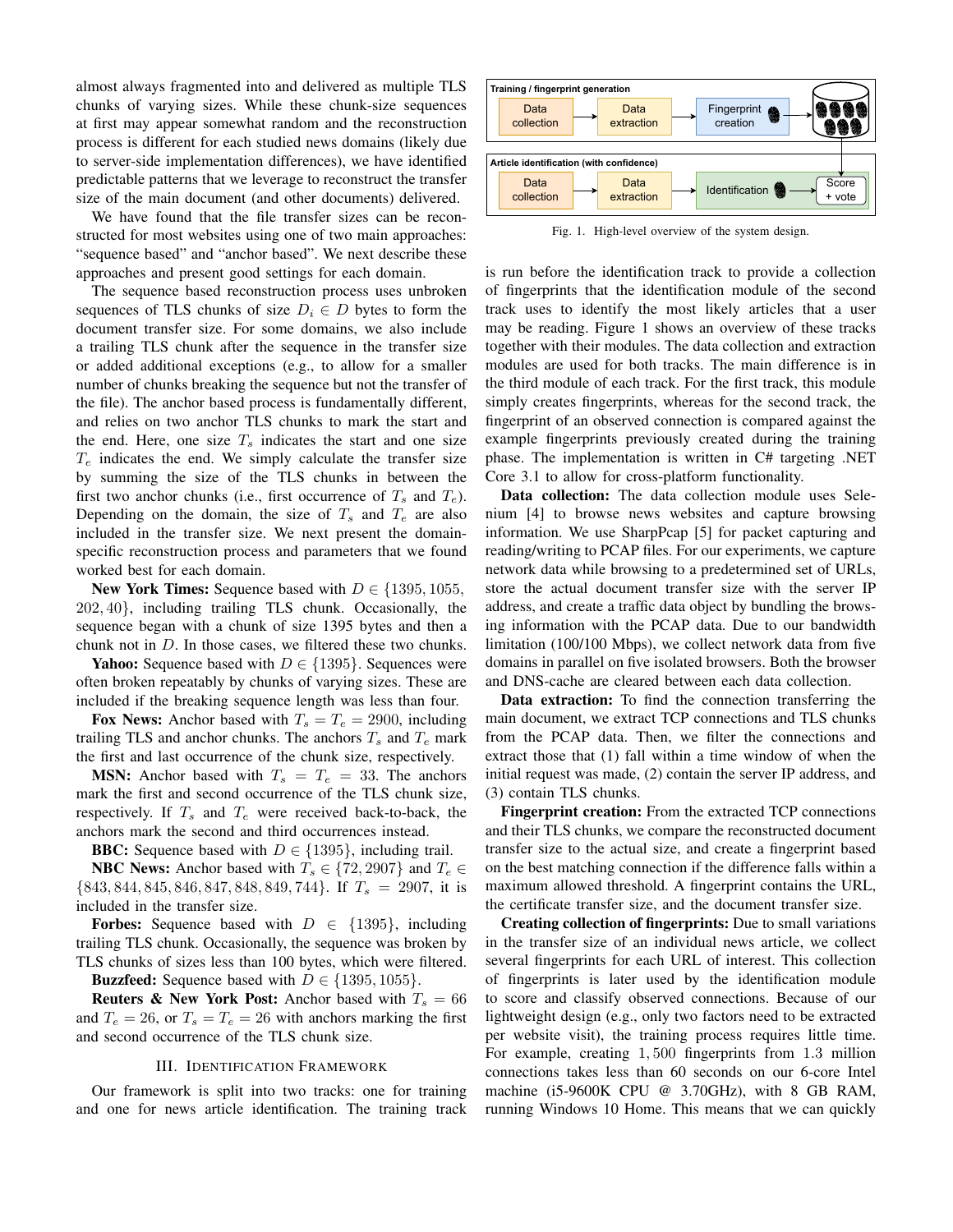almost always fragmented into and delivered as multiple TLS chunks of varying sizes. While these chunk-size sequences at first may appear somewhat random and the reconstruction process is different for each studied news domains (likely due to server-side implementation differences), we have identified predictable patterns that we leverage to reconstruct the transfer size of the main document (and other documents) delivered.

We have found that the file transfer sizes can be reconstructed for most websites using one of two main approaches: "sequence based" and "anchor based". We next describe these approaches and present good settings for each domain.

The sequence based reconstruction process uses unbroken sequences of TLS chunks of size $D_i \in D$ bytes to form the document transfer size. For some domains, we also include a trailing TLS chunk after the sequence in the transfer size or added additional exceptions (e.g., to allow for a smaller number of chunks breaking the sequence but not the transfer of the file). The anchor based process is fundamentally different, and relies on two anchor TLS chunks to mark the start and the end. Here, one size $T_s$ indicates the start and one size $T_e$ indicates the end. We simply calculate the transfer size by summing the size of the TLS chunks in between the first two anchor chunks (i.e., first occurrence of $T_s$ and $T_e$). Depending on the domain, the size of $T_s$ and $T_e$ are also included in the transfer size. We next present the domain-specific reconstruction process and parameters that we found worked best for each domain.

**New York Times:** Sequence based with $D \in \{1395, 1055, 202, 40\}$, including trailing TLS chunk. Occasionally, the sequence began with a chunk of size 1395 bytes and then a chunk not in $D$. In those cases, we filtered these two chunks.

**Yahoo:** Sequence based with $D \in \{1395\}$. Sequences were often broken repeatably by chunks of varying sizes. These are included if the breaking sequence length was less than four.

**Fox News:** Anchor based with $T_s = T_e = 2900$, including trailing TLS and anchor chunks. The anchors $T_s$ and $T_e$ mark the first and last occurrence of the chunk size, respectively.

**MSN:** Anchor based with $T_s = T_e = 33$. The anchors mark the first and second occurrence of the TLS chunk size, respectively. If $T_s$ and $T_e$ were received back-to-back, the anchors mark the second and third occurrences instead.

**BBC:** Sequence based with $D \in \{1395\}$, including trail.

**NBC News:** Anchor based with $T_s \in \{72, 2907\}$ and $T_e \in \{843, 844, 845, 846, 847, 848, 849, 744\}$. If $T_s = 2907$, it is included in the transfer size.

**Forbes:** Sequence based with $D \in \{1395\}$, including trailing TLS chunk. Occasionally, the sequence was broken by TLS chunks of sizes less than 100 bytes, which were filtered.

**Buzzfeed:** Sequence based with $D \in \{1395, 1055\}$.

**Reuters & New York Post:** Anchor based with $T_s = 66$ and $T_e = 26$, or $T_s = T_e = 26$ with anchors marking the first and second occurrence of the TLS chunk size.

## III. Identification Framework

Our framework is split into two tracks: one for training and one for news article identification. The training track is run before the identification track to provide a collection of fingerprints that the identification module of the second track uses to identify the most likely articles that a user may be reading. Figure 1 shows an overview of these tracks together with their modules. The data collection and extraction modules are used for both tracks. The main difference is in the third module of each track. For the first track, this module simply creates fingerprints, whereas for the second track, the fingerprint of an observed connection is compared against the example fingerprints previously created during the training phase. The implementation is written in C# targeting .NET Core 3.1 to allow for cross-platform functionality.

Fig. 1. High-level overview of the system design.

**Data collection:** The data collection module uses Selenium [4] to browse news websites and capture browsing information. We use SharpPcap [5] for packet capturing and reading/writing to PCAP files. For our experiments, we capture network data while browsing to a predetermined set of URLs, store the actual document transfer size with the server IP address, and create a traffic data object by bundling the browsing information with the PCAP data. Due to our bandwidth limitation (100/100 Mbps), we collect network data from five domains in parallel on five isolated browsers. Both the browser and DNS-cache are cleared between each data collection.

**Data extraction:** To find the connection transferring the main document, we extract TCP connections and TLS chunks from the PCAP data. Then, we filter the connections and extract those that (1) fall within a time window of when the initial request was made, (2) contain the server IP address, and (3) contain TLS chunks.

**Fingerprint creation:** From the extracted TCP connections and their TLS chunks, we compare the reconstructed document transfer size to the actual size, and create a fingerprint based on the best matching connection if the difference falls within a maximum allowed threshold. A fingerprint contains the URL, the certificate transfer size, and the document transfer size.

**Creating collection of fingerprints:** Due to small variations in the transfer size of an individual news article, we collect several fingerprints for each URL of interest. This collection of fingerprints is later used by the identification module to score and classify observed connections. Because of our lightweight design (e.g., only two factors need to be extracted per website visit), the training process requires little time. For example, creating 1,500 fingerprints from 1.3 million connections takes less than 60 seconds on our 6-core Intel machine (i5-9600K CPU @ 3.70GHz), with 8 GB RAM, running Windows 10 Home. This means that we can quickly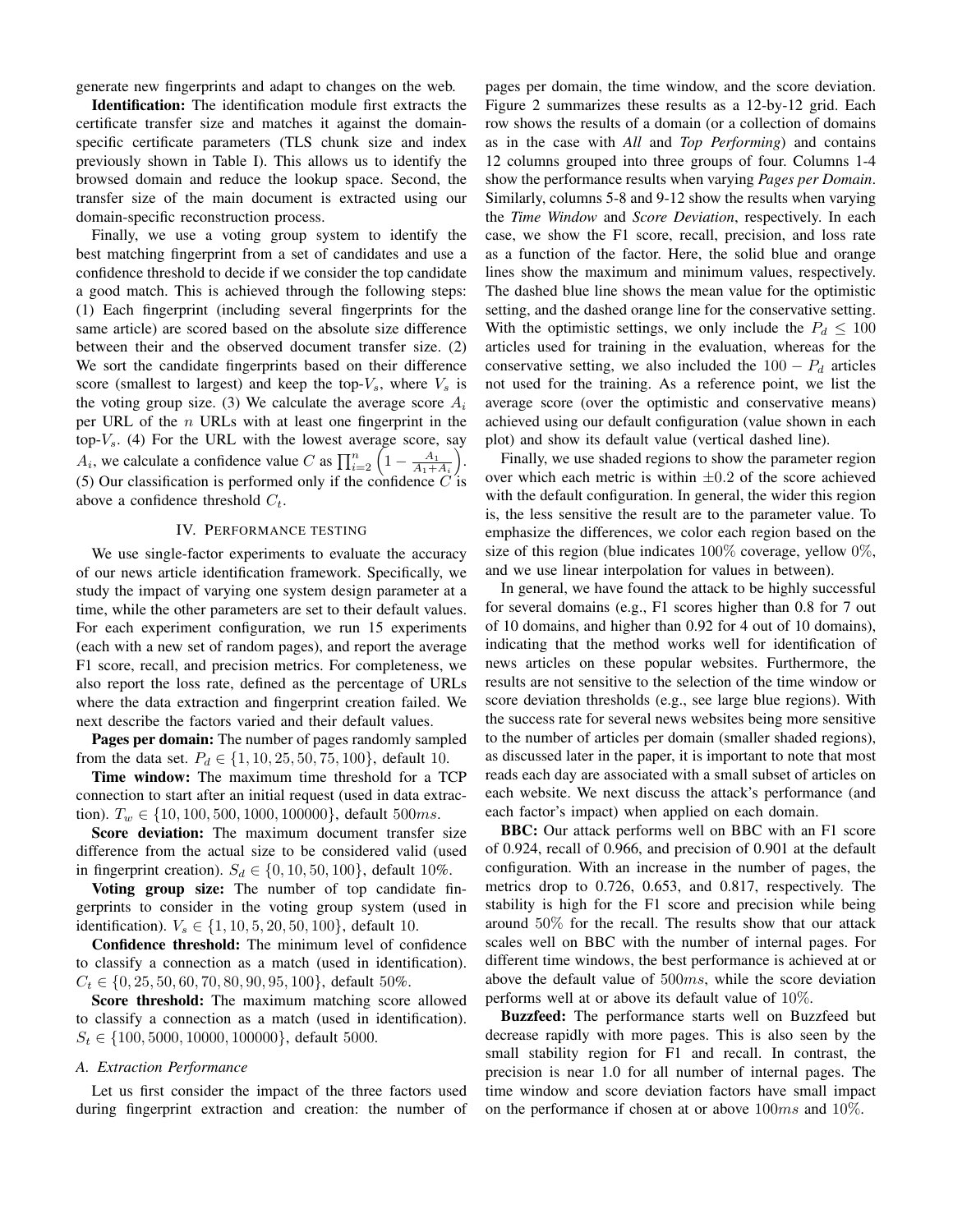generate new fingerprints and adapt to changes on the web.

**Identification:** The identification module first extracts the certificate transfer size and matches it against the domain-specific certificate parameters (TLS chunk size and index previously shown in Table I). This allows us to identify the browsed domain and reduce the lookup space. Second, the transfer size of the main document is extracted using our domain-specific reconstruction process.

Finally, we use a voting group system to identify the best matching fingerprint from a set of candidates and use a confidence threshold to decide if we consider the top candidate a good match. This is achieved through the following steps: (1) Each fingerprint (including several fingerprints for the same article) are scored based on the absolute size difference between their and the observed document transfer size. (2) We sort the candidate fingerprints based on their difference score (smallest to largest) and keep the top-$V_s$, where $V_s$ is the voting group size. (3) We calculate the average score $A_i$ per URL of the $n$ URLs with at least one fingerprint in the top-$V_s$. (4) For the URL with the lowest average score, say $A_i$, we calculate a confidence value $C$ as $\prod_{i=2}^{n}\left(1-\frac{A_1}{A_1+A_i}\right)$. (5) Our classification is performed only if the confidence $C$ is above a confidence threshold $C_t$.

## IV. Performance testing

We use single-factor experiments to evaluate the accuracy of our news article identification framework. Specifically, we study the impact of varying one system design parameter at a time, while the other parameters are set to their default values. For each experiment configuration, we run 15 experiments (each with a new set of random pages), and report the average F1 score, recall, and precision metrics. For completeness, we also report the loss rate, defined as the percentage of URLs where the data extraction and fingerprint creation failed. We next describe the factors varied and their default values.

**Pages per domain:** The number of pages randomly sampled from the data set. $P_d \in \{1, 10, 25, 50, 75, 100\}$, default 10.

**Time window:** The maximum time threshold for a TCP connection to start after an initial request (used in data extraction). $T_w \in \{10, 100, 500, 1000, 100000\}$, default $500ms$.

**Score deviation:** The maximum document transfer size difference from the actual size to be considered valid (used in fingerprint creation). $S_d \in \{0, 10, 50, 100\}$, default $10\%$.

**Voting group size:** The number of top candidate fingerprints to consider in the voting group system (used in identification). $V_s \in \{1, 10, 5, 20, 50, 100\}$, default 10.

**Confidence threshold:** The minimum level of confidence to classify a connection as a match (used in identification). $C_t \in \{0, 25, 50, 60, 70, 80, 90, 95, 100\}$, default $50\%$.

**Score threshold:** The maximum matching score allowed to classify a connection as a match (used in identification). $S_t \in \{100, 5000, 10000, 100000\}$, default 5000.

### A. Extraction Performance

Let us first consider the impact of the three factors used during fingerprint extraction and creation: the number of pages per domain, the time window, and the score deviation. Figure 2 summarizes these results as a 12-by-12 grid. Each row shows the results of a domain (or a collection of domains as in the case with *All* and *Top Performing*) and contains 12 columns grouped into three groups of four. Columns 1-4 show the performance results when varying *Pages per Domain*. Similarly, columns 5-8 and 9-12 show the results when varying the *Time Window* and *Score Deviation*, respectively. In each case, we show the F1 score, recall, precision, and loss rate as a function of the factor. Here, the solid blue and orange lines show the maximum and minimum values, respectively. The dashed blue line shows the mean value for the optimistic setting, and the dashed orange line for the conservative setting. With the optimistic settings, we only include the $P_d \leq 100$ articles used for training in the evaluation, whereas for the conservative setting, we also included the $100 - P_d$ articles not used for the training. As a reference point, we list the average score (over the optimistic and conservative means) achieved using our default configuration (value shown in each plot) and show its default value (vertical dashed line).

Finally, we use shaded regions to show the parameter region over which each metric is within $\pm0.2$ of the score achieved with the default configuration. In general, the wider this region is, the less sensitive the result are to the parameter value. To emphasize the differences, we color each region based on the size of this region (blue indicates $100\%$ coverage, yellow $0\%$, and we use linear interpolation for values in between).

In general, we have found the attack to be highly successful for several domains (e.g., F1 scores higher than 0.8 for 7 out of 10 domains, and higher than 0.92 for 4 out of 10 domains), indicating that the method works well for identification of news articles on these popular websites. Furthermore, the results are not sensitive to the selection of the time window or score deviation thresholds (e.g., see large blue regions). With the success rate for several news websites being more sensitive to the number of articles per domain (smaller shaded regions), as discussed later in the paper, it is important to note that most reads each day are associated with a small subset of articles on each website. We next discuss the attack's performance (and each factor's impact) when applied on each domain.

**BBC:** Our attack performs well on BBC with an F1 score of 0.924, recall of 0.966, and precision of 0.901 at the default configuration. With an increase in the number of pages, the metrics drop to 0.726, 0.653, and 0.817, respectively. The stability is high for the F1 score and precision while being around $50\%$ for the recall. The results show that our attack scales well on BBC with the number of internal pages. For different time windows, the best performance is achieved at or above the default value of $500ms$, while the score deviation performs well at or above its default value of $10\%$.

**Buzzfeed:** The performance starts well on Buzzfeed but decrease rapidly with more pages. This is also seen by the small stability region for F1 and recall. In contrast, the precision is near 1.0 for all number of internal pages. The time window and score deviation factors have small impact on the performance if chosen at or above $100ms$ and $10\%$.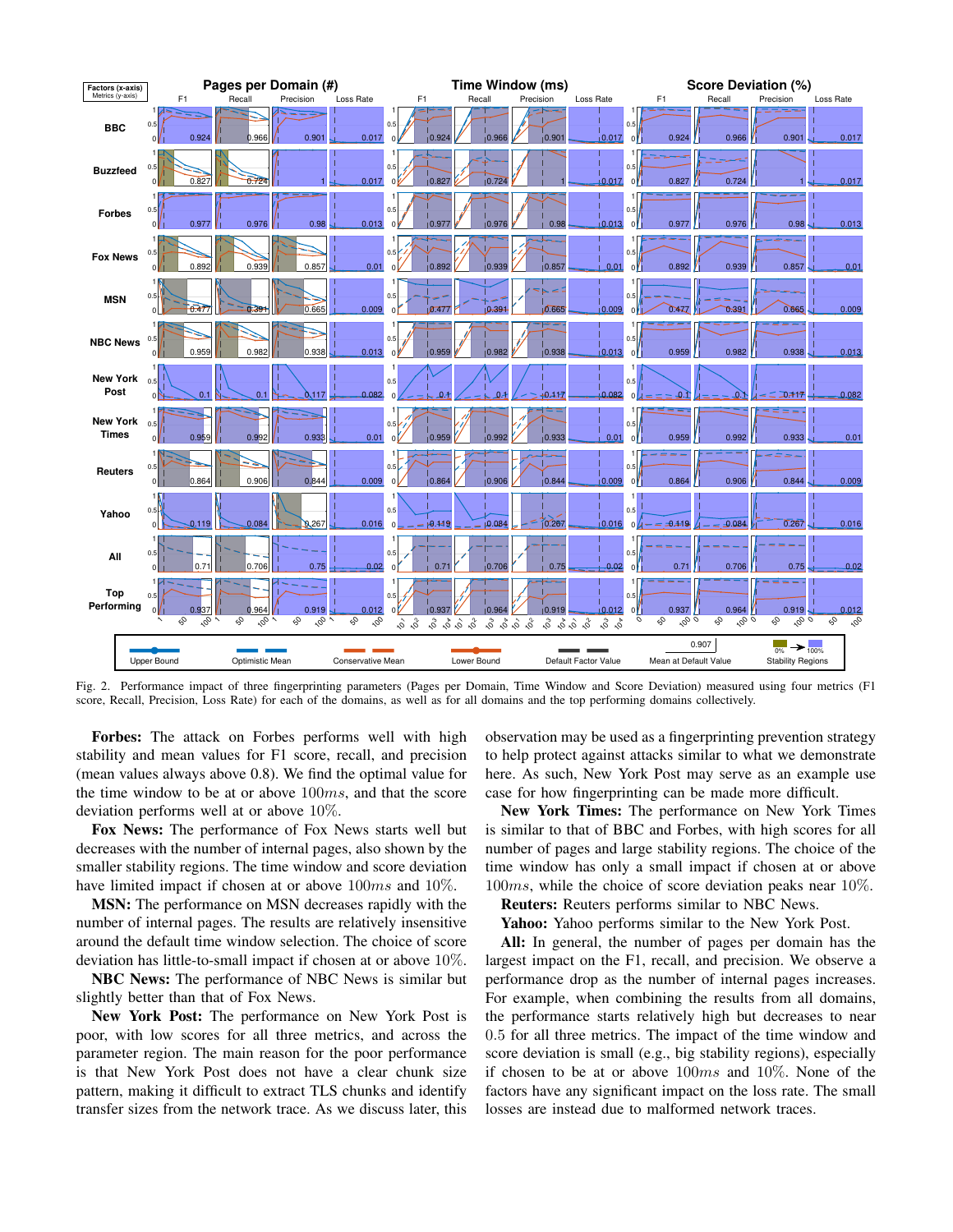Fig. 2. Performance impact of three fingerprinting parameters (Pages per Domain, Time Window and Score Deviation) measured using four metrics (F1 score, Recall, Precision, Loss Rate) for each of the domains, as well as for all domains and the top performing domains collectively.

**Forbes:** The attack on Forbes performs well with high stability and mean values for F1 score, recall, and precision (mean values always above 0.8). We find the optimal value for the time window to be at or above $100ms$, and that the score deviation performs well at or above 10%.

**Fox News:** The performance of Fox News starts well but decreases with the number of internal pages, also shown by the smaller stability regions. The time window and score deviation have limited impact if chosen at or above $100ms$ and 10%.

**MSN:** The performance on MSN decreases rapidly with the number of internal pages. The results are relatively insensitive around the default time window selection. The choice of score deviation has little-to-small impact if chosen at or above 10%.

**NBC News:** The performance of NBC News is similar but slightly better than that of Fox News.

**New York Post:** The performance on New York Post is poor, with low scores for all three metrics, and across the parameter region. The main reason for the poor performance is that New York Post does not have a clear chunk size pattern, making it difficult to extract TLS chunks and identify transfer sizes from the network trace. As we discuss later, this observation may be used as a fingerprinting prevention strategy to help protect against attacks similar to what we demonstrate here. As such, New York Post may serve as an example use case for how fingerprinting can be made more difficult.

**New York Times:** The performance on New York Times is similar to that of BBC and Forbes, with high scores for all number of pages and large stability regions. The choice of the time window has only a small impact if chosen at or above $100ms$, while the choice of score deviation peaks near 10%.

**Reuters:** Reuters performs similar to NBC News.

**Yahoo:** Yahoo performs similar to the New York Post.

**All:** In general, the number of pages per domain has the largest impact on the F1, recall, and precision. We observe a performance drop as the number of internal pages increases. For example, when combining the results from all domains, the performance starts relatively high but decreases to near 0.5 for all three metrics. The impact of the time window and score deviation is small (e.g., big stability regions), especially if chosen to be at or above $100ms$ and 10%. None of the factors have any significant impact on the loss rate. The small losses are instead due to malformed network traces.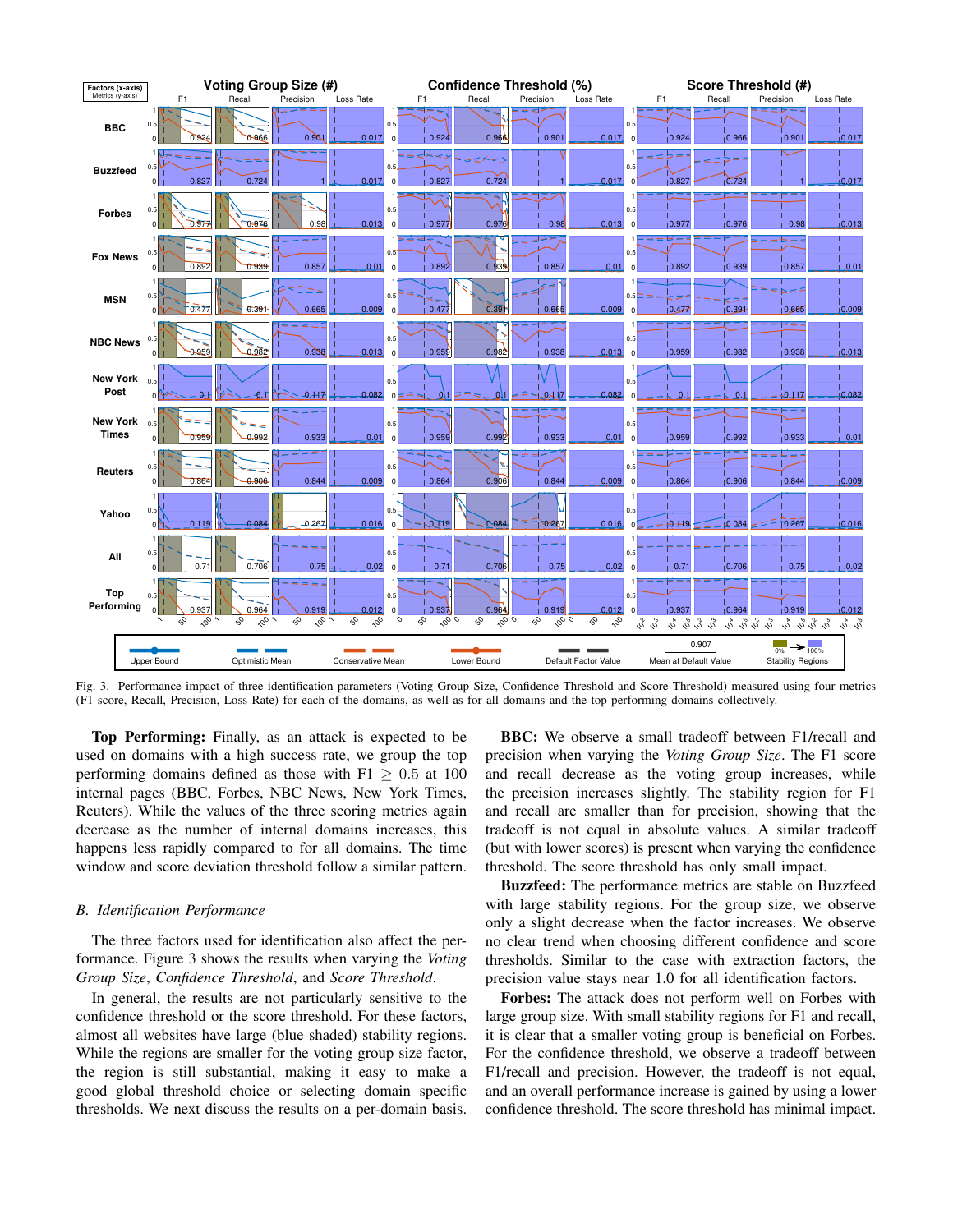Fig. 3. Performance impact of three identification parameters (Voting Group Size, Confidence Threshold and Score Threshold) measured using four metrics (F1 score, Recall, Precision, Loss Rate) for each of the domains, as well as for all domains and the top performing domains collectively.

**Top Performing:** Finally, as an attack is expected to be used on domains with a high success rate, we group the top performing domains defined as those with F1 $\geq$ 0.5 at 100 internal pages (BBC, Forbes, NBC News, New York Times, Reuters). While the values of the three scoring metrics again decrease as the number of internal domains increases, this happens less rapidly compared to for all domains. The time window and score deviation threshold follow a similar pattern.

### B. Identification Performance

The three factors used for identification also affect the performance. Figure 3 shows the results when varying the *Voting Group Size*, *Confidence Threshold*, and *Score Threshold*.

In general, the results are not particularly sensitive to the confidence threshold or the score threshold. For these factors, almost all websites have large (blue shaded) stability regions. While the regions are smaller for the voting group size factor, the region is still substantial, making it easy to make a good global threshold choice or selecting domain specific thresholds. We next discuss the results on a per-domain basis.

**BBC:** We observe a small tradeoff between F1/recall and precision when varying the *Voting Group Size*. The F1 score and recall decrease as the voting group increases, while the precision increases slightly. The stability region for F1 and recall are smaller than for precision, showing that the tradeoff is not equal in absolute values. A similar tradeoff (but with lower scores) is present when varying the confidence threshold. The score threshold has only small impact.

**Buzzfeed:** The performance metrics are stable on Buzzfeed with large stability regions. For the group size, we observe only a slight decrease when the factor increases. We observe no clear trend when choosing different confidence and score thresholds. Similar to the case with extraction factors, the precision value stays near 1.0 for all identification factors.

**Forbes:** The attack does not perform well on Forbes with large group size. With small stability regions for F1 and recall, it is clear that a smaller voting group is beneficial on Forbes. For the confidence threshold, we observe a tradeoff between F1/recall and precision. However, the tradeoff is not equal, and an overall performance increase is gained by using a lower confidence threshold. The score threshold has minimal impact.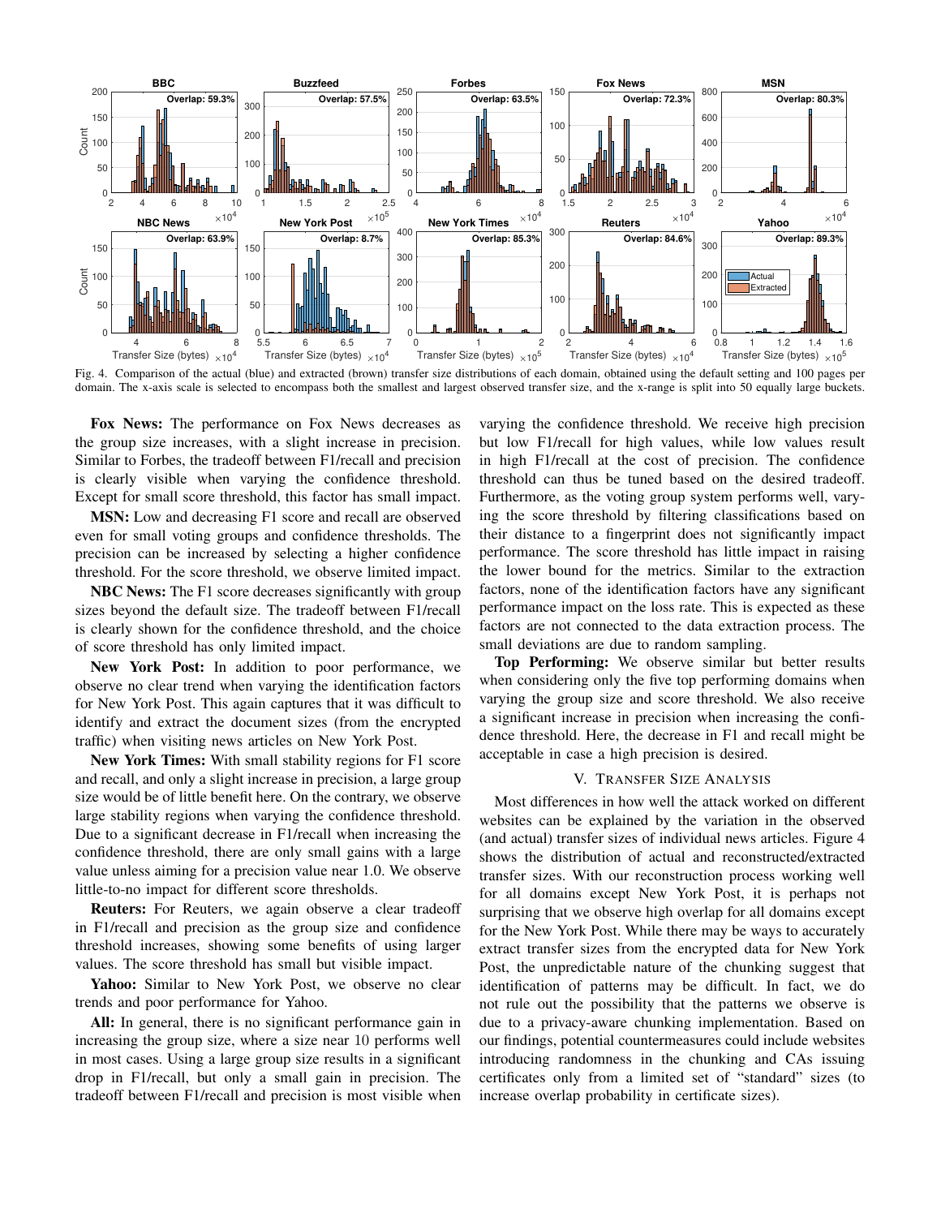Fig. 4. Comparison of the actual (blue) and extracted (brown) transfer size distributions of each domain, obtained using the default setting and 100 pages per domain. The x-axis scale is selected to encompass both the smallest and largest observed transfer size, and the x-range is split into 50 equally large buckets.

**Fox News:** The performance on Fox News decreases as the group size increases, with a slight increase in precision. Similar to Forbes, the tradeoff between F1/recall and precision is clearly visible when varying the confidence threshold. Except for small score threshold, this factor has small impact.

**MSN:** Low and decreasing F1 score and recall are observed even for small voting groups and confidence thresholds. The precision can be increased by selecting a higher confidence threshold. For the score threshold, we observe limited impact.

**NBC News:** The F1 score decreases significantly with group sizes beyond the default size. The tradeoff between F1/recall is clearly shown for the confidence threshold, and the choice of score threshold has only limited impact.

**New York Post:** In addition to poor performance, we observe no clear trend when varying the identification factors for New York Post. This again captures that it was difficult to identify and extract the document sizes (from the encrypted traffic) when visiting news articles on New York Post.

**New York Times:** With small stability regions for F1 score and recall, and only a slight increase in precision, a large group size would be of little benefit here. On the contrary, we observe large stability regions when varying the confidence threshold. Due to a significant decrease in F1/recall when increasing the confidence threshold, there are only small gains with a large value unless aiming for a precision value near 1.0. We observe little-to-no impact for different score thresholds.

**Reuters:** For Reuters, we again observe a clear tradeoff in F1/recall and precision as the group size and confidence threshold increases, showing some benefits of using larger values. The score threshold has small but visible impact.

**Yahoo:** Similar to New York Post, we observe no clear trends and poor performance for Yahoo.

**All:** In general, there is no significant performance gain in increasing the group size, where a size near 10 performs well in most cases. Using a large group size results in a significant drop in F1/recall, but only a small gain in precision. The tradeoff between F1/recall and precision is most visible when varying the confidence threshold. We receive high precision but low F1/recall for high values, while low values result in high F1/recall at the cost of precision. The confidence threshold can thus be tuned based on the desired tradeoff. Furthermore, as the voting group system performs well, varying the score threshold by filtering classifications based on their distance to a fingerprint does not significantly impact performance. The score threshold has little impact in raising the lower bound for the metrics. Similar to the extraction factors, none of the identification factors have any significant performance impact on the loss rate. This is expected as these factors are not connected to the data extraction process. The small deviations are due to random sampling.

**Top Performing:** We observe similar but better results when considering only the five top performing domains when varying the group size and score threshold. We also receive a significant increase in precision when increasing the confidence threshold. Here, the decrease in F1 and recall might be acceptable in case a high precision is desired.

## V. Transfer Size Analysis

Most differences in how well the attack worked on different websites can be explained by the variation in the observed (and actual) transfer sizes of individual news articles. Figure 4 shows the distribution of actual and reconstructed/extracted transfer sizes. With our reconstruction process working well for all domains except New York Post, it is perhaps not surprising that we observe high overlap for all domains except for the New York Post. While there may be ways to accurately extract transfer sizes from the encrypted data for New York Post, the unpredictable nature of the chunking suggest that identification of patterns may be difficult. In fact, we do not rule out the possibility that the patterns we observe is due to a privacy-aware chunking implementation. Based on our findings, potential countermeasures could include websites introducing randomness in the chunking and CAs issuing certificates only from a limited set of "standard" sizes (to increase overlap probability in certificate sizes).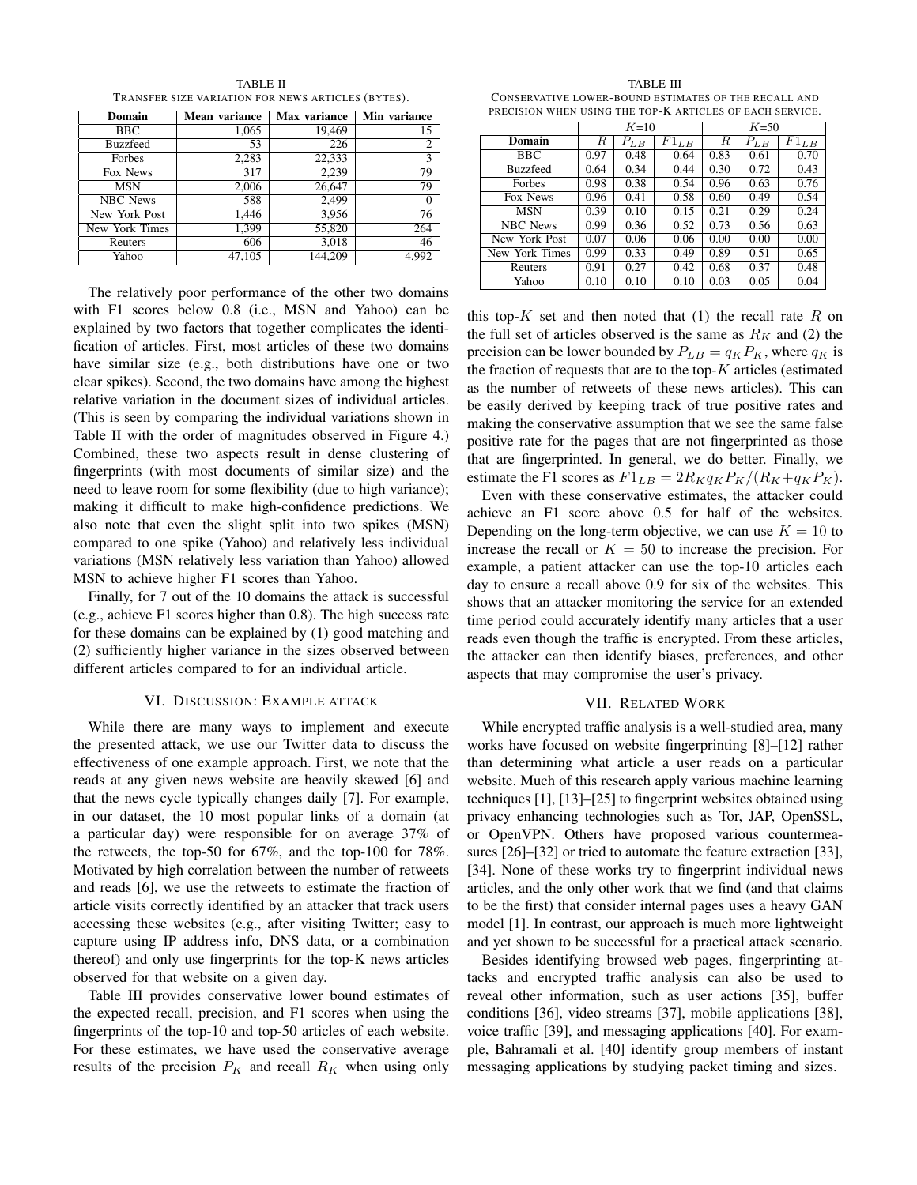TABLE II

TRANSFER SIZE VARIATION FOR NEWS ARTICLES (BYTES).

| Domain | Mean variance | Max variance | Min variance |
|---|---|---|---|
| BBC | 1,065 | 19,469 | 15 |
| Buzzfeed | 53 | 226 | 2 |
| Forbes | 2,283 | 22,333 | 3 |
| Fox News | 317 | 2,239 | 79 |
| MSN | 2,006 | 26,647 | 79 |
| NBC News | 588 | 2,499 | 0 |
| New York Post | 1,446 | 3,956 | 76 |
| New York Times | 1,399 | 55,820 | 264 |
| Reuters | 606 | 3,018 | 46 |
| Yahoo | 47,105 | 144,209 | 4,992 |

The relatively poor performance of the other two domains with F1 scores below 0.8 (i.e., MSN and Yahoo) can be explained by two factors that together complicates the identification of articles. First, most articles of these two domains have similar size (e.g., both distributions have one or two clear spikes). Second, the two domains have among the highest relative variation in the document sizes of individual articles. (This is seen by comparing the individual variations shown in Table II with the order of magnitudes observed in Figure 4.) Combined, these two aspects result in dense clustering of fingerprints (with most documents of similar size) and the need to leave room for some flexibility (due to high variance); making it difficult to make high-confidence predictions. We also note that even the slight split into two spikes (MSN) compared to one spike (Yahoo) and relatively less individual variations (MSN relatively less variation than Yahoo) allowed MSN to achieve higher F1 scores than Yahoo.

Finally, for 7 out of the 10 domains the attack is successful (e.g., achieve F1 scores higher than 0.8). The high success rate for these domains can be explained by (1) good matching and (2) sufficiently higher variance in the sizes observed between different articles compared to for an individual article.

## VI. Discussion: Example attack

While there are many ways to implement and execute the presented attack, we use our Twitter data to discuss the effectiveness of one example approach. First, we note that the reads at any given news website are heavily skewed [6] and that the news cycle typically changes daily [7]. For example, in our dataset, the 10 most popular links of a domain (at a particular day) were responsible for on average 37% of the retweets, the top-50 for 67%, and the top-100 for 78%. Motivated by high correlation between the number of retweets and reads [6], we use the retweets to estimate the fraction of article visits correctly identified by an attacker that track users accessing these websites (e.g., after visiting Twitter; easy to capture using IP address info, DNS data, or a combination thereof) and only use fingerprints for the top-K news articles observed for that website on a given day.

Table III provides conservative lower bound estimates of the expected recall, precision, and F1 scores when using the fingerprints of the top-10 and top-50 articles of each website. For these estimates, we have used the conservative average results of the precision $P_K$ and recall $R_K$ when using only this top-$K$ set and then noted that (1) the recall rate $R$ on the full set of articles observed is the same as $R_K$ and (2) the precision can be lower bounded by $P_{LB} = q_K P_K$, where $q_K$ is the fraction of requests that are to the top-$K$ articles (estimated as the number of retweets of these news articles). This can be easily derived by keeping track of true positive rates and making the conservative assumption that we see the same false positive rate for the pages that are not fingerprinted as those that are fingerprinted. In general, we do better. Finally, we estimate the F1 scores as $F1_{LB} = 2R_K q_K P_K/(R_K + q_K P_K)$.

TABLE III

CONSERVATIVE LOWER-BOUND ESTIMATES OF THE RECALL AND PRECISION WHEN USING THE TOP-K ARTICLES OF EACH SERVICE.

| | $K$=10 | | | $K$=50 | | |
|---|---|---|---|---|---|---|
| Domain | $R$ | $P_{LB}$ | $F1_{LB}$ | $R$ | $P_{LB}$ | $F1_{LB}$ |
| BBC | 0.97 | 0.48 | 0.64 | 0.83 | 0.61 | 0.70 |
| Buzzfeed | 0.64 | 0.34 | 0.44 | 0.30 | 0.72 | 0.43 |
| Forbes | 0.98 | 0.38 | 0.54 | 0.96 | 0.63 | 0.76 |
| Fox News | 0.96 | 0.41 | 0.58 | 0.60 | 0.49 | 0.54 |
| MSN | 0.39 | 0.10 | 0.15 | 0.21 | 0.29 | 0.24 |
| NBC News | 0.99 | 0.36 | 0.52 | 0.73 | 0.56 | 0.63 |
| New York Post | 0.07 | 0.06 | 0.06 | 0.00 | 0.00 | 0.00 |
| New York Times | 0.99 | 0.33 | 0.49 | 0.89 | 0.51 | 0.65 |
| Reuters | 0.91 | 0.27 | 0.42 | 0.68 | 0.37 | 0.48 |
| Yahoo | 0.10 | 0.10 | 0.10 | 0.03 | 0.05 | 0.04 |

Even with these conservative estimates, the attacker could achieve an F1 score above 0.5 for half of the websites. Depending on the long-term objective, we can use $K = 10$ to increase the recall or $K = 50$ to increase the precision. For example, a patient attacker can use the top-10 articles each day to ensure a recall above 0.9 for six of the websites. This shows that an attacker monitoring the service for an extended time period could accurately identify many articles that a user reads even though the traffic is encrypted. From these articles, the attacker can then identify biases, preferences, and other aspects that may compromise the user's privacy.

## VII. Related Work

While encrypted traffic analysis is a well-studied area, many works have focused on website fingerprinting [8]–[12] rather than determining what article a user reads on a particular website. Much of this research apply various machine learning techniques [1], [13]–[25] to fingerprint websites obtained using privacy enhancing technologies such as Tor, JAP, OpenSSL, or OpenVPN. Others have proposed various countermeasures [26]–[32] or tried to automate the feature extraction [33], [34]. None of these works try to fingerprint individual news articles, and the only other work that we find (and that claims to be the first) that consider internal pages uses a heavy GAN model [1]. In contrast, our approach is much more lightweight and yet shown to be successful for a practical attack scenario.

Besides identifying browsed web pages, fingerprinting attacks and encrypted traffic analysis can also be used to reveal other information, such as user actions [35], buffer conditions [36], video streams [37], mobile applications [38], voice traffic [39], and messaging applications [40]. For example, Bahramali et al. [40] identify group members of instant messaging applications by studying packet timing and sizes.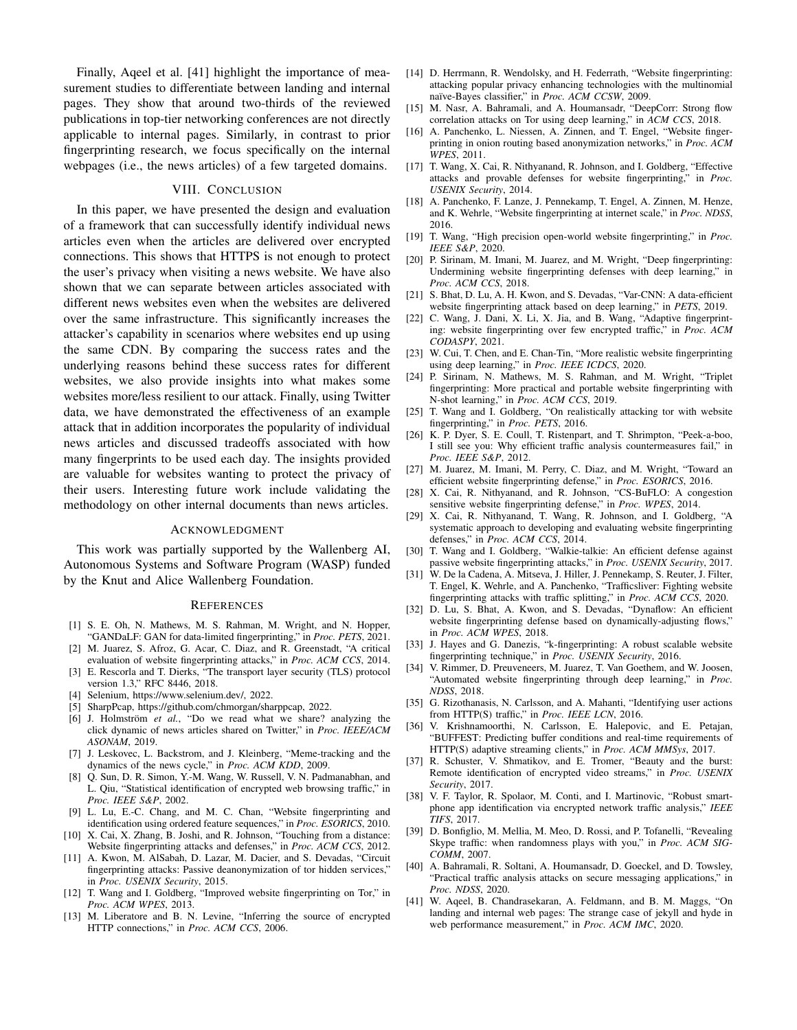Finally, Aqeel et al. [41] highlight the importance of measurement studies to differentiate between landing and internal pages. They show that around two-thirds of the reviewed publications in top-tier networking conferences are not directly applicable to internal pages. Similarly, in contrast to prior fingerprinting research, we focus specifically on the internal webpages (i.e., the news articles) of a few targeted domains.

## VIII. Conclusion

In this paper, we have presented the design and evaluation of a framework that can successfully identify individual news articles even when the articles are delivered over encrypted connections. This shows that HTTPS is not enough to protect the user's privacy when visiting a news website. We have also shown that we can separate between articles associated with different news websites even when the websites are delivered over the same infrastructure. This significantly increases the attacker's capability in scenarios where websites end up using the same CDN. By comparing the success rates and the underlying reasons behind these success rates for different websites, we also provide insights into what makes some websites more/less resilient to our attack. Finally, using Twitter data, we have demonstrated the effectiveness of an example attack that in addition incorporates the popularity of individual news articles and discussed tradeoffs associated with how many fingerprints to be used each day. The insights provided are valuable for websites wanting to protect the privacy of their users. Interesting future work include validating the methodology on other internal documents than news articles.

## Acknowledgment

This work was partially supported by the Wallenberg AI, Autonomous Systems and Software Program (WASP) funded by the Knut and Alice Wallenberg Foundation.

## References

[1] S. E. Oh, N. Mathews, M. S. Rahman, M. Wright, and N. Hopper, "GANDaLF: GAN for data-limited fingerprinting," in *Proc. PETS*, 2021.

[2] M. Juarez, S. Afroz, G. Acar, C. Diaz, and R. Greenstadt, "A critical evaluation of website fingerprinting attacks," in *Proc. ACM CCS*, 2014.

[3] E. Rescorla and T. Dierks, "The transport layer security (TLS) protocol version 1.3," RFC 8446, 2018.

[4] Selenium, https://www.selenium.dev/, 2022.

[5] SharpPcap, https://github.com/chmorgan/sharppcap, 2022.

[6] J. Holmström *et al.*, "Do we read what we share? analyzing the click dynamic of news articles shared on Twitter," in *Proc. IEEE/ACM ASONAM*, 2019.

[7] J. Leskovec, L. Backstrom, and J. Kleinberg, "Meme-tracking and the dynamics of the news cycle," in *Proc. ACM KDD*, 2009.

[8] Q. Sun, D. R. Simon, Y.-M. Wang, W. Russell, V. N. Padmanabhan, and L. Qiu, "Statistical identification of encrypted web browsing traffic," in *Proc. IEEE S&P*, 2002.

[9] L. Lu, E.-C. Chang, and M. C. Chan, "Website fingerprinting and identification using ordered feature sequences," in *Proc. ESORICS*, 2010.

[10] X. Cai, X. Zhang, B. Joshi, and R. Johnson, "Touching from a distance: Website fingerprinting attacks and defenses," in *Proc. ACM CCS*, 2012.

[11] A. Kwon, M. AlSabah, D. Lazar, M. Dacier, and S. Devadas, "Circuit fingerprinting attacks: Passive deanonymization of tor hidden services," in *Proc. USENIX Security*, 2015.

[12] T. Wang and I. Goldberg, "Improved website fingerprinting on Tor," in *Proc. ACM WPES*, 2013.

[13] M. Liberatore and B. N. Levine, "Inferring the source of encrypted HTTP connections," in *Proc. ACM CCS*, 2006.

[14] D. Herrmann, R. Wendolsky, and H. Federrath, "Website fingerprinting: attacking popular privacy enhancing technologies with the multinomial naïve-Bayes classifier," in *Proc. ACM CCSW*, 2009.

[15] M. Nasr, A. Bahramali, and A. Houmansadr, "DeepCorr: Strong flow correlation attacks on Tor using deep learning," in *ACM CCS*, 2018.

[16] A. Panchenko, L. Niessen, A. Zinnen, and T. Engel, "Website fingerprinting in onion routing based anonymization networks," in *Proc. ACM WPES*, 2011.

[17] T. Wang, X. Cai, R. Nithyanand, R. Johnson, and I. Goldberg, "Effective attacks and provable defenses for website fingerprinting," in *Proc. USENIX Security*, 2014.

[18] A. Panchenko, F. Lanze, J. Pennekamp, T. Engel, A. Zinnen, M. Henze, and K. Wehrle, "Website fingerprinting at internet scale," in *Proc. NDSS*, 2016.

[19] T. Wang, "High precision open-world website fingerprinting," in *Proc. IEEE S&P*, 2020.

[20] P. Sirinam, M. Imani, M. Juarez, and M. Wright, "Deep fingerprinting: Undermining website fingerprinting defenses with deep learning," in *Proc. ACM CCS*, 2018.

[21] S. Bhat, D. Lu, A. H. Kwon, and S. Devadas, "Var-CNN: A data-efficient website fingerprinting attack based on deep learning," in *PETS*, 2019.

[22] C. Wang, J. Dani, X. Li, X. Jia, and B. Wang, "Adaptive fingerprinting: website fingerprinting over few encrypted traffic," in *Proc. ACM CODASPY*, 2021.

[23] W. Cui, T. Chen, and E. Chan-Tin, "More realistic website fingerprinting using deep learning," in *Proc. IEEE ICDCS*, 2020.

[24] P. Sirinam, N. Mathews, M. S. Rahman, and M. Wright, "Triplet fingerprinting: More practical and portable website fingerprinting with N-shot learning," in *Proc. ACM CCS*, 2019.

[25] T. Wang and I. Goldberg, "On realistically attacking tor with website fingerprinting," in *Proc. PETS*, 2016.

[26] K. P. Dyer, S. E. Coull, T. Ristenpart, and T. Shrimpton, "Peek-a-boo, I still see you: Why efficient traffic analysis countermeasures fail," in *Proc. IEEE S&P*, 2012.

[27] M. Juarez, M. Imani, M. Perry, C. Diaz, and M. Wright, "Toward an efficient website fingerprinting defense," in *Proc. ESORICS*, 2016.

[28] X. Cai, R. Nithyanand, and R. Johnson, "CS-BuFLO: A congestion sensitive website fingerprinting defense," in *Proc. WPES*, 2014.

[29] X. Cai, R. Nithyanand, T. Wang, R. Johnson, and I. Goldberg, "A systematic approach to developing and evaluating website fingerprinting defenses," in *Proc. ACM CCS*, 2014.

[30] T. Wang and I. Goldberg, "Walkie-talkie: An efficient defense against passive website fingerprinting attacks," in *Proc. USENIX Security*, 2017.

[31] W. De la Cadena, A. Mitseva, J. Hiller, J. Pennekamp, S. Reuter, J. Filter, T. Engel, K. Wehrle, and A. Panchenko, "Trafficsliver: Fighting website fingerprinting attacks with traffic splitting," in *Proc. ACM CCS*, 2020.

[32] D. Lu, S. Bhat, A. Kwon, and S. Devadas, "Dynaflow: An efficient website fingerprinting defense based on dynamically-adjusting flows," in *Proc. ACM WPES*, 2018.

[33] J. Hayes and G. Danezis, "k-fingerprinting: A robust scalable website fingerprinting technique," in *Proc. USENIX Security*, 2016.

[34] V. Rimmer, D. Preuveneers, M. Juarez, T. Van Goethem, and W. Joosen, "Automated website fingerprinting through deep learning," in *Proc. NDSS*, 2018.

[35] G. Rizothanasis, N. Carlsson, and A. Mahanti, "Identifying user actions from HTTP(S) traffic," in *Proc. IEEE LCN*, 2016.

[36] V. Krishnamoorthi, N. Carlsson, E. Halepovic, and E. Petajan, "BUFFEST: Predicting buffer conditions and real-time requirements of HTTP(S) adaptive streaming clients," in *Proc. ACM MMSys*, 2017.

[37] R. Schuster, V. Shmatikov, and E. Tromer, "Beauty and the burst: Remote identification of encrypted video streams," in *Proc. USENIX Security*, 2017.

[38] V. F. Taylor, R. Spolaor, M. Conti, and I. Martinovic, "Robust smartphone app identification via encrypted network traffic analysis," *IEEE TIFS*, 2017.

[39] D. Bonfiglio, M. Mellia, M. Meo, D. Rossi, and P. Tofanelli, "Revealing Skype traffic: when randomness plays with you," in *Proc. ACM SIGCOMM*, 2007.

[40] A. Bahramali, R. Soltani, A. Houmansadr, D. Goeckel, and D. Towsley, "Practical traffic analysis attacks on secure messaging applications," in *Proc. NDSS*, 2020.

[41] W. Aqeel, B. Chandrasekaran, A. Feldmann, and B. M. Maggs, "On landing and internal web pages: The strange case of jekyll and hyde in web performance measurement," in *Proc. ACM IMC*, 2020.